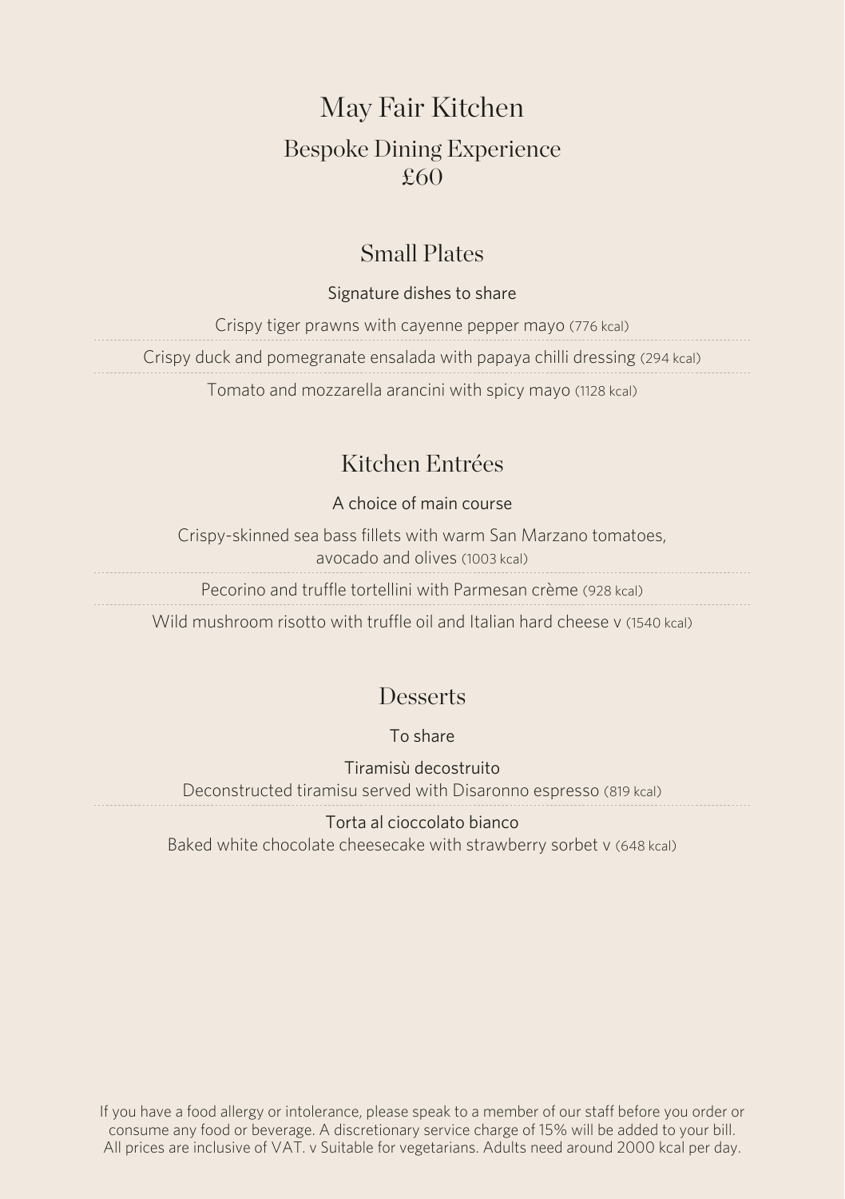# May Fair Kitchen

## Bespoke Dining Experience
## £60

### Small Plates

Signature dishes to share

Crispy tiger prawns with cayenne pepper mayo (776 kcal)

Crispy duck and pomegranate ensalada with papaya chilli dressing (294 kcal)

Tomato and mozzarella arancini with spicy mayo (1128 kcal)

### Kitchen Entrées

A choice of main course

Crispy-skinned sea bass fillets with warm San Marzano tomatoes, avocado and olives (1003 kcal)

Pecorino and truffle tortellini with Parmesan crème (928 kcal)

Wild mushroom risotto with truffle oil and Italian hard cheese v (1540 kcal)

### Desserts

To share

Tiramisù decostruito
Deconstructed tiramisu served with Disaronno espresso (819 kcal)

Torta al cioccolato bianco
Baked white chocolate cheesecake with strawberry sorbet v (648 kcal)

If you have a food allergy or intolerance, please speak to a member of our staff before you order or consume any food or beverage. A discretionary service charge of 15% will be added to your bill. All prices are inclusive of VAT. v Suitable for vegetarians. Adults need around 2000 kcal per day.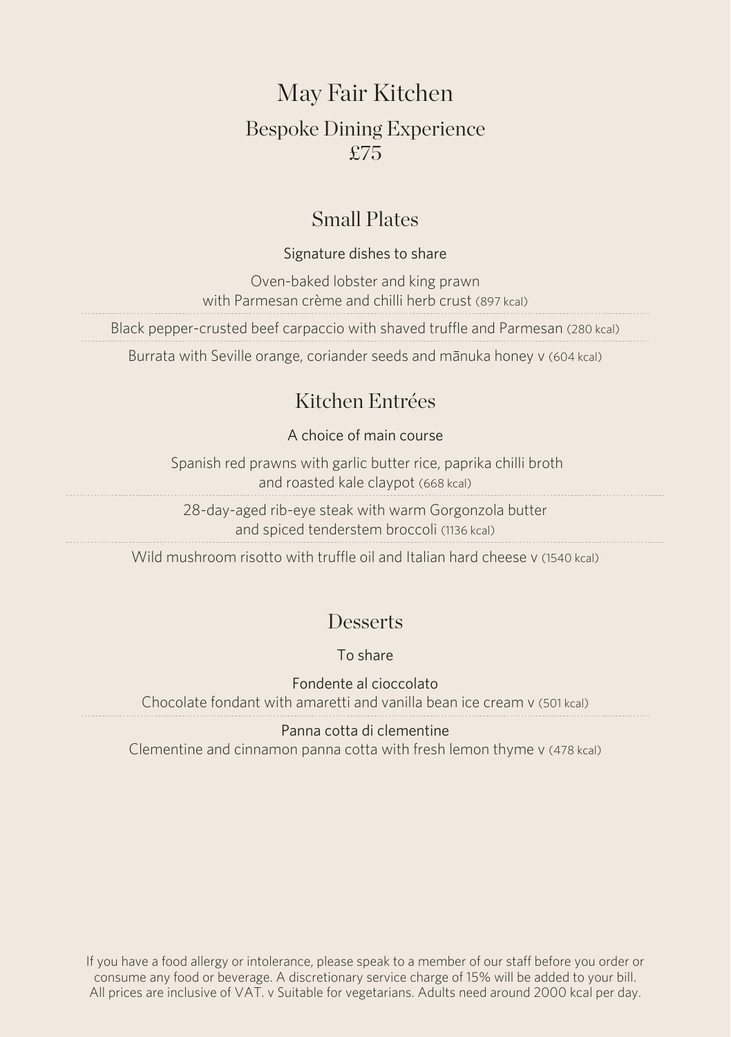# May Fair Kitchen

## Bespoke Dining Experience
£75

## Small Plates

Signature dishes to share

Oven-baked lobster and king prawn
with Parmesan crème and chilli herb crust (897 kcal)

Black pepper-crusted beef carpaccio with shaved truffle and Parmesan (280 kcal)

Burrata with Seville orange, coriander seeds and mānuka honey v (604 kcal)

## Kitchen Entrées

A choice of main course

Spanish red prawns with garlic butter rice, paprika chilli broth
and roasted kale claypot (668 kcal)

28-day-aged rib-eye steak with warm Gorgonzola butter
and spiced tenderstem broccoli (1136 kcal)

Wild mushroom risotto with truffle oil and Italian hard cheese v (1540 kcal)

## Desserts

To share

Fondente al cioccolato
Chocolate fondant with amaretti and vanilla bean ice cream v (501 kcal)

Panna cotta di clementine
Clementine and cinnamon panna cotta with fresh lemon thyme v (478 kcal)

If you have a food allergy or intolerance, please speak to a member of our staff before you order or consume any food or beverage. A discretionary service charge of 15% will be added to your bill. All prices are inclusive of VAT. v Suitable for vegetarians. Adults need around 2000 kcal per day.